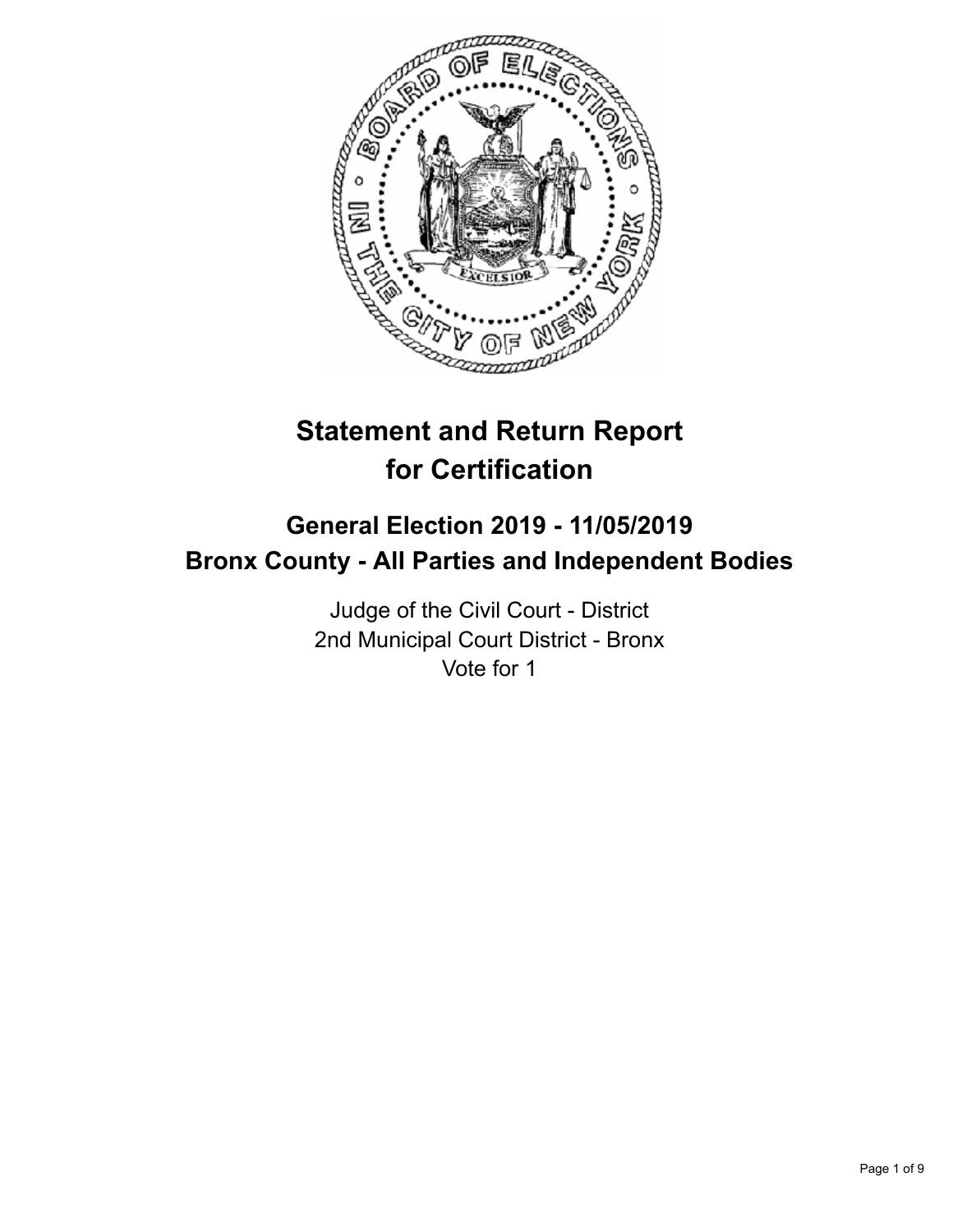# Statement and Return Report for Certification

## General Election 2019 - 11/05/2019
## Bronx County - All Parties and Independent Bodies

Judge of the Civil Court - District
2nd Municipal Court District - Bronx
Vote for 1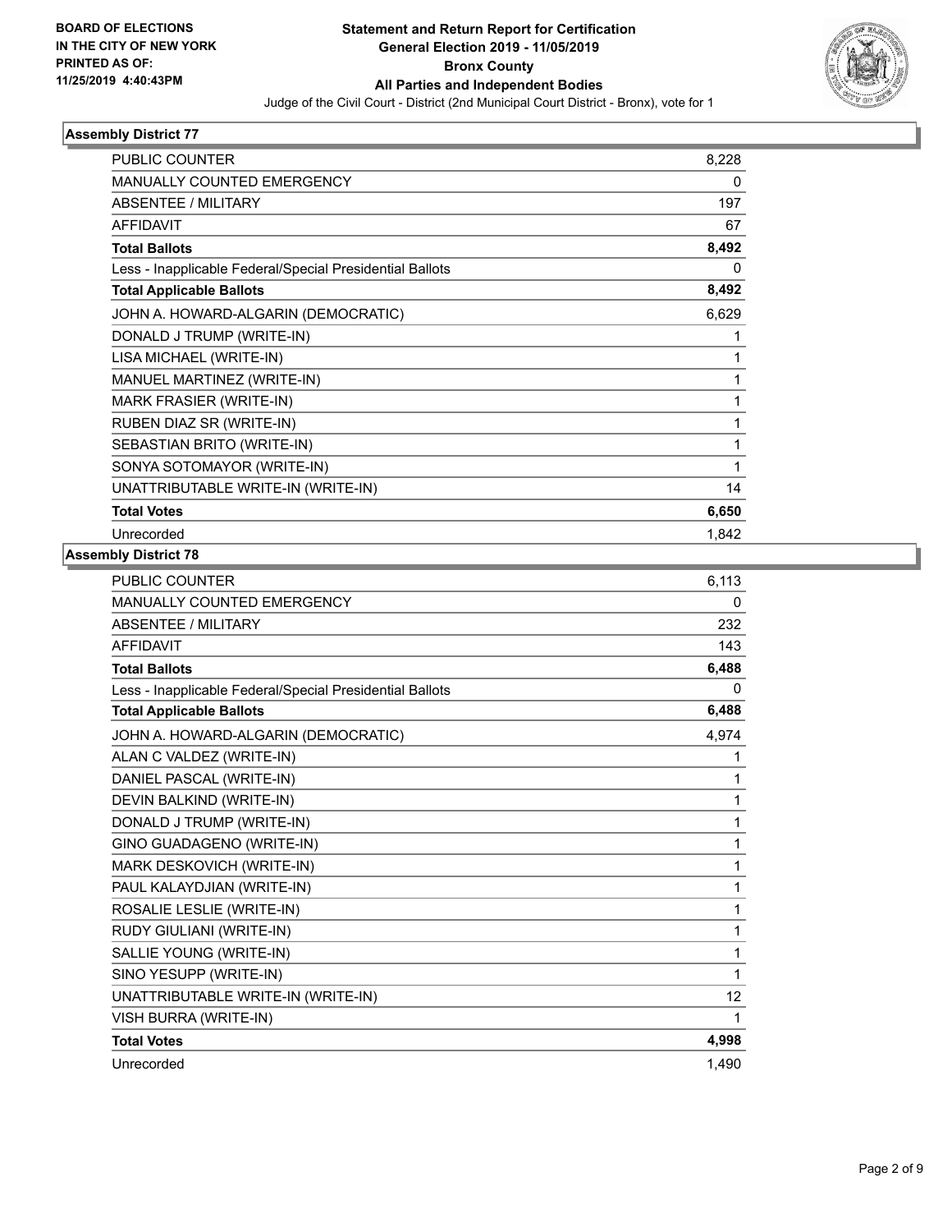**BOARD OF ELECTIONS IN THE CITY OF NEW YORK PRINTED AS OF: 11/25/2019 4:40:43PM**

# Statement and Return Report for Certification
## General Election 2019 - 11/05/2019
## Bronx County
## All Parties and Independent Bodies

Judge of the Civil Court - District (2nd Municipal Court District - Bronx), vote for 1

### Assembly District 77

| | |
|---|---|
| PUBLIC COUNTER | 8,228 |
| MANUALLY COUNTED EMERGENCY | 0 |
| ABSENTEE / MILITARY | 197 |
| AFFIDAVIT | 67 |
| **Total Ballots** | **8,492** |
| Less - Inapplicable Federal/Special Presidential Ballots | 0 |
| **Total Applicable Ballots** | **8,492** |
| JOHN A. HOWARD-ALGARIN (DEMOCRATIC) | 6,629 |
| DONALD J TRUMP (WRITE-IN) | 1 |
| LISA MICHAEL (WRITE-IN) | 1 |
| MANUEL MARTINEZ (WRITE-IN) | 1 |
| MARK FRASIER (WRITE-IN) | 1 |
| RUBEN DIAZ SR (WRITE-IN) | 1 |
| SEBASTIAN BRITO (WRITE-IN) | 1 |
| SONYA SOTOMAYOR (WRITE-IN) | 1 |
| UNATTRIBUTABLE WRITE-IN (WRITE-IN) | 14 |
| **Total Votes** | **6,650** |
| Unrecorded | 1,842 |

### Assembly District 78

| | |
|---|---|
| PUBLIC COUNTER | 6,113 |
| MANUALLY COUNTED EMERGENCY | 0 |
| ABSENTEE / MILITARY | 232 |
| AFFIDAVIT | 143 |
| **Total Ballots** | **6,488** |
| Less - Inapplicable Federal/Special Presidential Ballots | 0 |
| **Total Applicable Ballots** | **6,488** |
| JOHN A. HOWARD-ALGARIN (DEMOCRATIC) | 4,974 |
| ALAN C VALDEZ (WRITE-IN) | 1 |
| DANIEL PASCAL (WRITE-IN) | 1 |
| DEVIN BALKIND (WRITE-IN) | 1 |
| DONALD J TRUMP (WRITE-IN) | 1 |
| GINO GUADAGENO (WRITE-IN) | 1 |
| MARK DESKOVICH (WRITE-IN) | 1 |
| PAUL KALAYDJIAN (WRITE-IN) | 1 |
| ROSALIE LESLIE (WRITE-IN) | 1 |
| RUDY GIULIANI (WRITE-IN) | 1 |
| SALLIE YOUNG (WRITE-IN) | 1 |
| SINO YESUPP (WRITE-IN) | 1 |
| UNATTRIBUTABLE WRITE-IN (WRITE-IN) | 12 |
| VISH BURRA (WRITE-IN) | 1 |
| **Total Votes** | **4,998** |
| Unrecorded | 1,490 |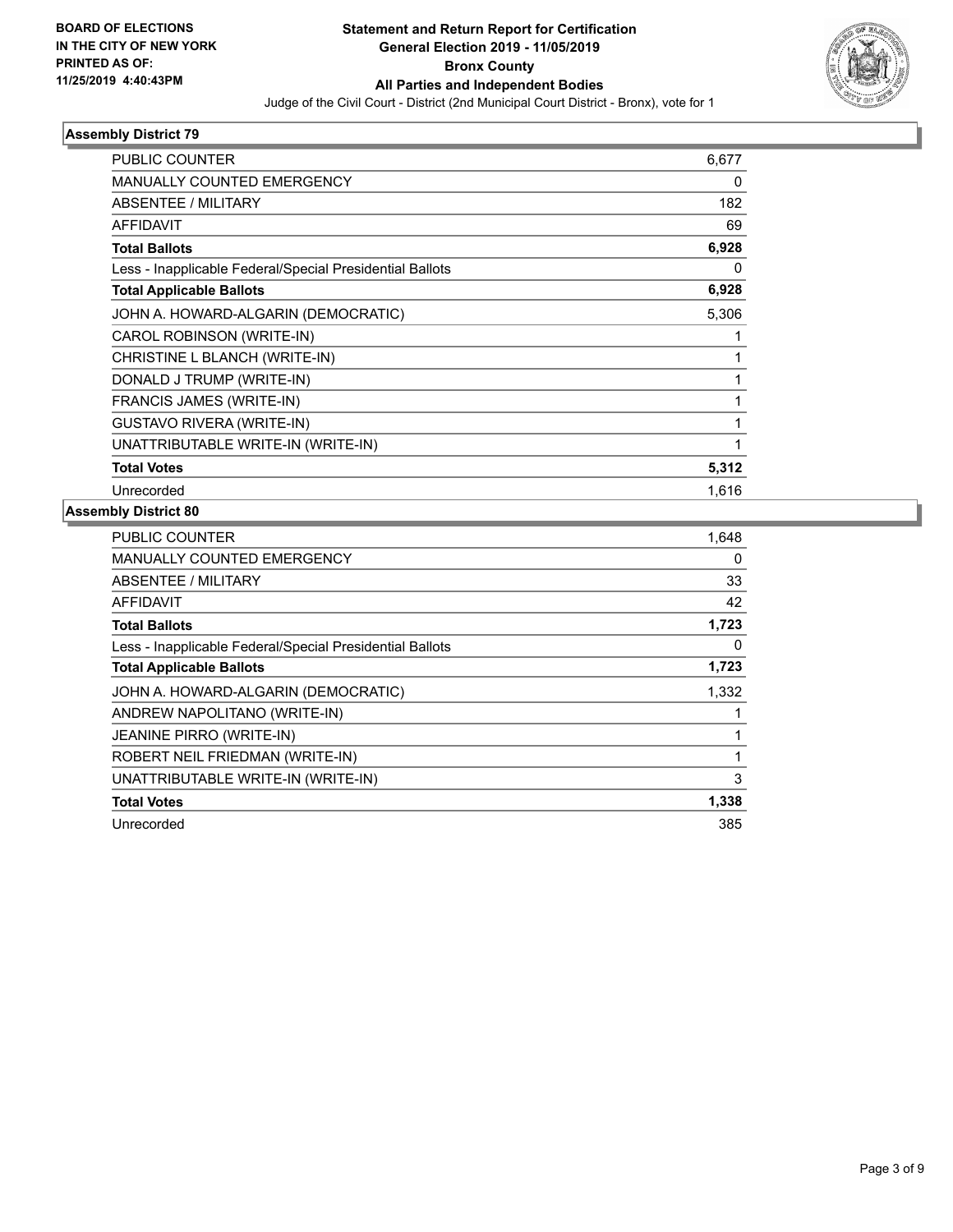**BOARD OF ELECTIONS IN THE CITY OF NEW YORK PRINTED AS OF: 11/25/2019 4:40:43PM**

**Statement and Return Report for Certification General Election 2019 - 11/05/2019 Bronx County All Parties and Independent Bodies**

Judge of the Civil Court - District (2nd Municipal Court District - Bronx), vote for 1

### Assembly District 79

| | |
|---|---|
| PUBLIC COUNTER | 6,677 |
| MANUALLY COUNTED EMERGENCY | 0 |
| ABSENTEE / MILITARY | 182 |
| AFFIDAVIT | 69 |
| **Total Ballots** | **6,928** |
| Less - Inapplicable Federal/Special Presidential Ballots | 0 |
| **Total Applicable Ballots** | **6,928** |
| JOHN A. HOWARD-ALGARIN (DEMOCRATIC) | 5,306 |
| CAROL ROBINSON (WRITE-IN) | 1 |
| CHRISTINE L BLANCH (WRITE-IN) | 1 |
| DONALD J TRUMP (WRITE-IN) | 1 |
| FRANCIS JAMES (WRITE-IN) | 1 |
| GUSTAVO RIVERA (WRITE-IN) | 1 |
| UNATTRIBUTABLE WRITE-IN (WRITE-IN) | 1 |
| **Total Votes** | **5,312** |
| Unrecorded | 1,616 |

### Assembly District 80

| | |
|---|---|
| PUBLIC COUNTER | 1,648 |
| MANUALLY COUNTED EMERGENCY | 0 |
| ABSENTEE / MILITARY | 33 |
| AFFIDAVIT | 42 |
| **Total Ballots** | **1,723** |
| Less - Inapplicable Federal/Special Presidential Ballots | 0 |
| **Total Applicable Ballots** | **1,723** |
| JOHN A. HOWARD-ALGARIN (DEMOCRATIC) | 1,332 |
| ANDREW NAPOLITANO (WRITE-IN) | 1 |
| JEANINE PIRRO (WRITE-IN) | 1 |
| ROBERT NEIL FRIEDMAN (WRITE-IN) | 1 |
| UNATTRIBUTABLE WRITE-IN (WRITE-IN) | 3 |
| **Total Votes** | **1,338** |
| Unrecorded | 385 |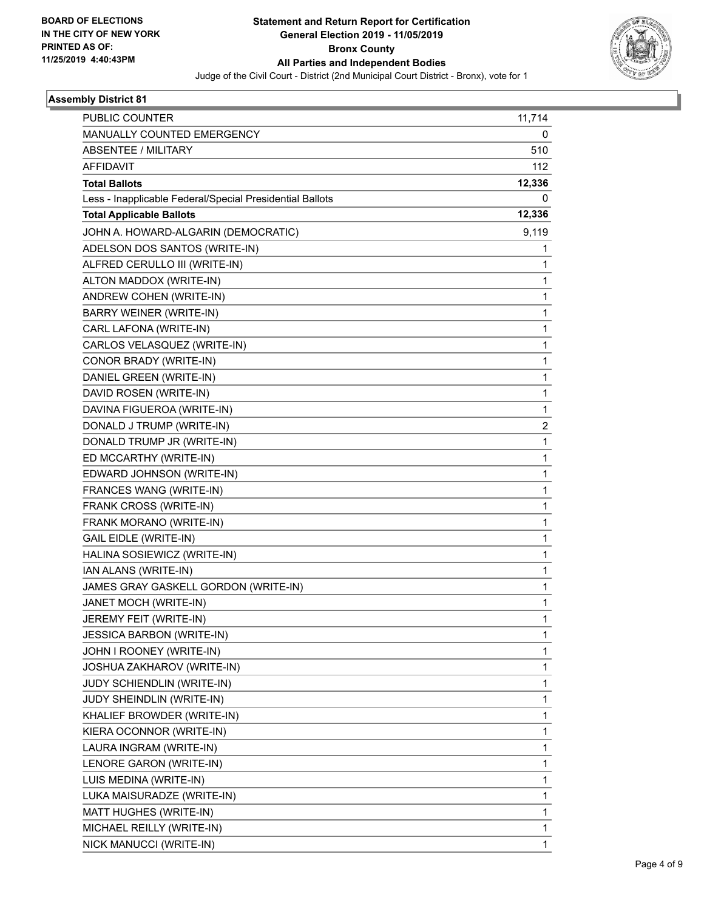BOARD OF ELECTIONS
IN THE CITY OF NEW YORK
PRINTED AS OF:
11/25/2019 4:40:43PM

**Statement and Return Report for Certification**
**General Election 2019 - 11/05/2019**
**Bronx County**
**All Parties and Independent Bodies**
Judge of the Civil Court - District (2nd Municipal Court District - Bronx), vote for 1

### Assembly District 81

| | |
|---|---|
| PUBLIC COUNTER | 11,714 |
| MANUALLY COUNTED EMERGENCY | 0 |
| ABSENTEE / MILITARY | 510 |
| AFFIDAVIT | 112 |
| **Total Ballots** | **12,336** |
| Less - Inapplicable Federal/Special Presidential Ballots | 0 |
| **Total Applicable Ballots** | **12,336** |
| JOHN A. HOWARD-ALGARIN (DEMOCRATIC) | 9,119 |
| ADELSON DOS SANTOS (WRITE-IN) | 1 |
| ALFRED CERULLO III (WRITE-IN) | 1 |
| ALTON MADDOX (WRITE-IN) | 1 |
| ANDREW COHEN (WRITE-IN) | 1 |
| BARRY WEINER (WRITE-IN) | 1 |
| CARL LAFONA (WRITE-IN) | 1 |
| CARLOS VELASQUEZ (WRITE-IN) | 1 |
| CONOR BRADY (WRITE-IN) | 1 |
| DANIEL GREEN (WRITE-IN) | 1 |
| DAVID ROSEN (WRITE-IN) | 1 |
| DAVINA FIGUEROA (WRITE-IN) | 1 |
| DONALD J TRUMP (WRITE-IN) | 2 |
| DONALD TRUMP JR (WRITE-IN) | 1 |
| ED MCCARTHY (WRITE-IN) | 1 |
| EDWARD JOHNSON (WRITE-IN) | 1 |
| FRANCES WANG (WRITE-IN) | 1 |
| FRANK CROSS (WRITE-IN) | 1 |
| FRANK MORANO (WRITE-IN) | 1 |
| GAIL EIDLE (WRITE-IN) | 1 |
| HALINA SOSIEWICZ (WRITE-IN) | 1 |
| IAN ALANS (WRITE-IN) | 1 |
| JAMES GRAY GASKELL GORDON (WRITE-IN) | 1 |
| JANET MOCH (WRITE-IN) | 1 |
| JEREMY FEIT (WRITE-IN) | 1 |
| JESSICA BARBON (WRITE-IN) | 1 |
| JOHN I ROONEY (WRITE-IN) | 1 |
| JOSHUA ZAKHAROV (WRITE-IN) | 1 |
| JUDY SCHIENDLIN (WRITE-IN) | 1 |
| JUDY SHEINDLIN (WRITE-IN) | 1 |
| KHALIEF BROWDER (WRITE-IN) | 1 |
| KIERA OCONNOR (WRITE-IN) | 1 |
| LAURA INGRAM (WRITE-IN) | 1 |
| LENORE GARON (WRITE-IN) | 1 |
| LUIS MEDINA (WRITE-IN) | 1 |
| LUKA MAISURADZE (WRITE-IN) | 1 |
| MATT HUGHES (WRITE-IN) | 1 |
| MICHAEL REILLY (WRITE-IN) | 1 |
| NICK MANUCCI (WRITE-IN) | 1 |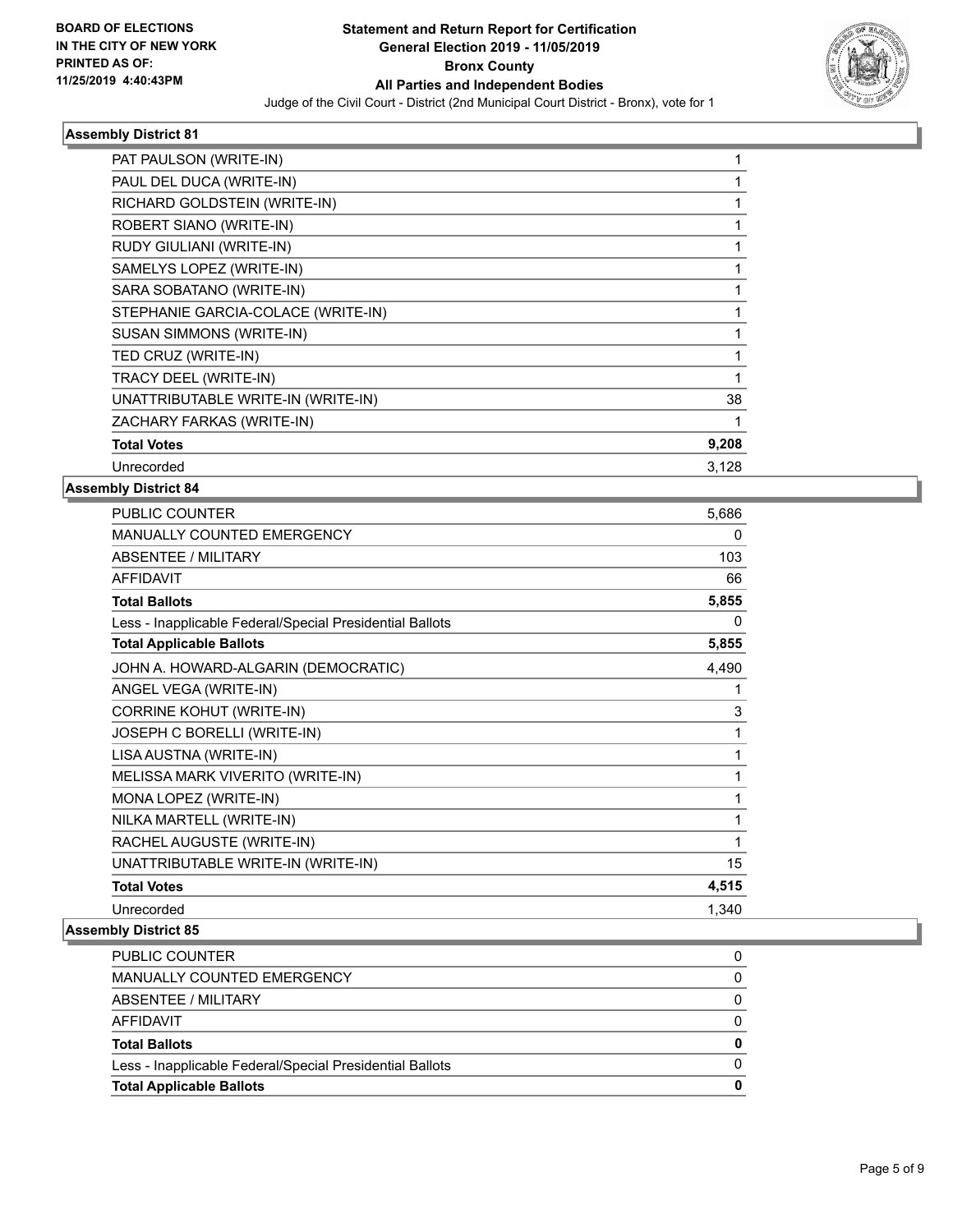**BOARD OF ELECTIONS IN THE CITY OF NEW YORK PRINTED AS OF: 11/25/2019 4:40:43PM**

# Statement and Return Report for Certification General Election 2019 - 11/05/2019 Bronx County All Parties and Independent Bodies

Judge of the Civil Court - District (2nd Municipal Court District - Bronx), vote for 1

## Assembly District 81

| | |
|---|---|
| PAT PAULSON (WRITE-IN) | 1 |
| PAUL DEL DUCA (WRITE-IN) | 1 |
| RICHARD GOLDSTEIN (WRITE-IN) | 1 |
| ROBERT SIANO (WRITE-IN) | 1 |
| RUDY GIULIANI (WRITE-IN) | 1 |
| SAMELYS LOPEZ (WRITE-IN) | 1 |
| SARA SOBATANO (WRITE-IN) | 1 |
| STEPHANIE GARCIA-COLACE (WRITE-IN) | 1 |
| SUSAN SIMMONS (WRITE-IN) | 1 |
| TED CRUZ (WRITE-IN) | 1 |
| TRACY DEEL (WRITE-IN) | 1 |
| UNATTRIBUTABLE WRITE-IN (WRITE-IN) | 38 |
| ZACHARY FARKAS (WRITE-IN) | 1 |
| **Total Votes** | **9,208** |
| Unrecorded | 3,128 |

## Assembly District 84

| | |
|---|---|
| PUBLIC COUNTER | 5,686 |
| MANUALLY COUNTED EMERGENCY | 0 |
| ABSENTEE / MILITARY | 103 |
| AFFIDAVIT | 66 |
| **Total Ballots** | **5,855** |
| Less - Inapplicable Federal/Special Presidential Ballots | 0 |
| **Total Applicable Ballots** | **5,855** |
| JOHN A. HOWARD-ALGARIN (DEMOCRATIC) | 4,490 |
| ANGEL VEGA (WRITE-IN) | 1 |
| CORRINE KOHUT (WRITE-IN) | 3 |
| JOSEPH C BORELLI (WRITE-IN) | 1 |
| LISA AUSTNA (WRITE-IN) | 1 |
| MELISSA MARK VIVERITO (WRITE-IN) | 1 |
| MONA LOPEZ (WRITE-IN) | 1 |
| NILKA MARTELL (WRITE-IN) | 1 |
| RACHEL AUGUSTE (WRITE-IN) | 1 |
| UNATTRIBUTABLE WRITE-IN (WRITE-IN) | 15 |
| **Total Votes** | **4,515** |
| Unrecorded | 1,340 |

## Assembly District 85

| | |
|---|---|
| PUBLIC COUNTER | 0 |
| MANUALLY COUNTED EMERGENCY | 0 |
| ABSENTEE / MILITARY | 0 |
| AFFIDAVIT | 0 |
| **Total Ballots** | **0** |
| Less - Inapplicable Federal/Special Presidential Ballots | 0 |
| **Total Applicable Ballots** | **0** |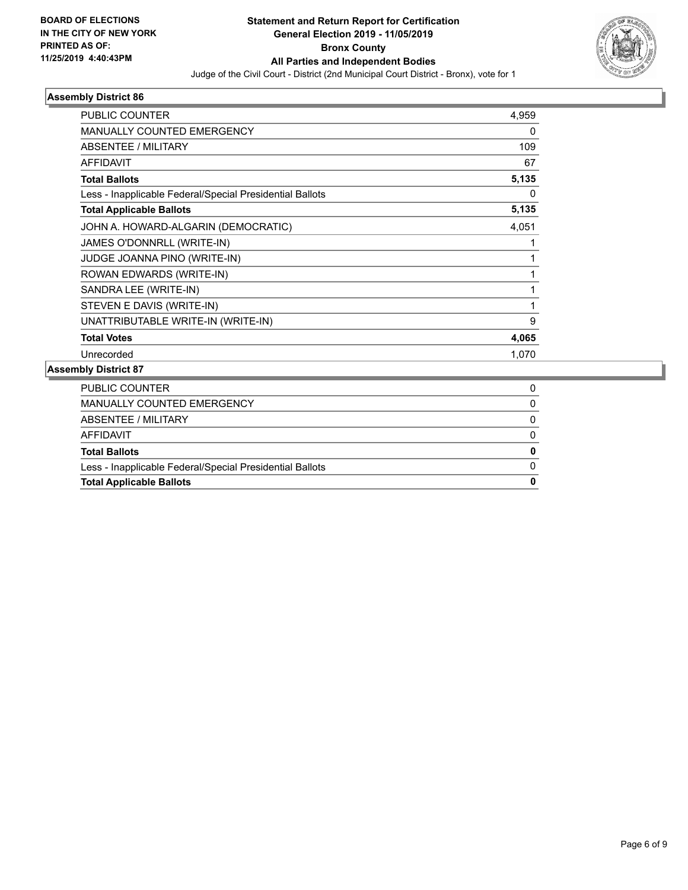BOARD OF ELECTIONS
IN THE CITY OF NEW YORK
PRINTED AS OF:
11/25/2019 4:40:43PM

# Statement and Return Report for Certification
## General Election 2019 - 11/05/2019
## Bronx County
## All Parties and Independent Bodies

Judge of the Civil Court - District (2nd Municipal Court District - Bronx), vote for 1

### Assembly District 86

| | |
|---|---|
| PUBLIC COUNTER | 4,959 |
| MANUALLY COUNTED EMERGENCY | 0 |
| ABSENTEE / MILITARY | 109 |
| AFFIDAVIT | 67 |
| **Total Ballots** | **5,135** |
| Less - Inapplicable Federal/Special Presidential Ballots | 0 |
| **Total Applicable Ballots** | **5,135** |
| JOHN A. HOWARD-ALGARIN (DEMOCRATIC) | 4,051 |
| JAMES O'DONNRLL (WRITE-IN) | 1 |
| JUDGE JOANNA PINO (WRITE-IN) | 1 |
| ROWAN EDWARDS (WRITE-IN) | 1 |
| SANDRA LEE (WRITE-IN) | 1 |
| STEVEN E DAVIS (WRITE-IN) | 1 |
| UNATTRIBUTABLE WRITE-IN (WRITE-IN) | 9 |
| **Total Votes** | **4,065** |
| Unrecorded | 1,070 |

### Assembly District 87

| | |
|---|---|
| PUBLIC COUNTER | 0 |
| MANUALLY COUNTED EMERGENCY | 0 |
| ABSENTEE / MILITARY | 0 |
| AFFIDAVIT | 0 |
| **Total Ballots** | **0** |
| Less - Inapplicable Federal/Special Presidential Ballots | 0 |
| **Total Applicable Ballots** | **0** |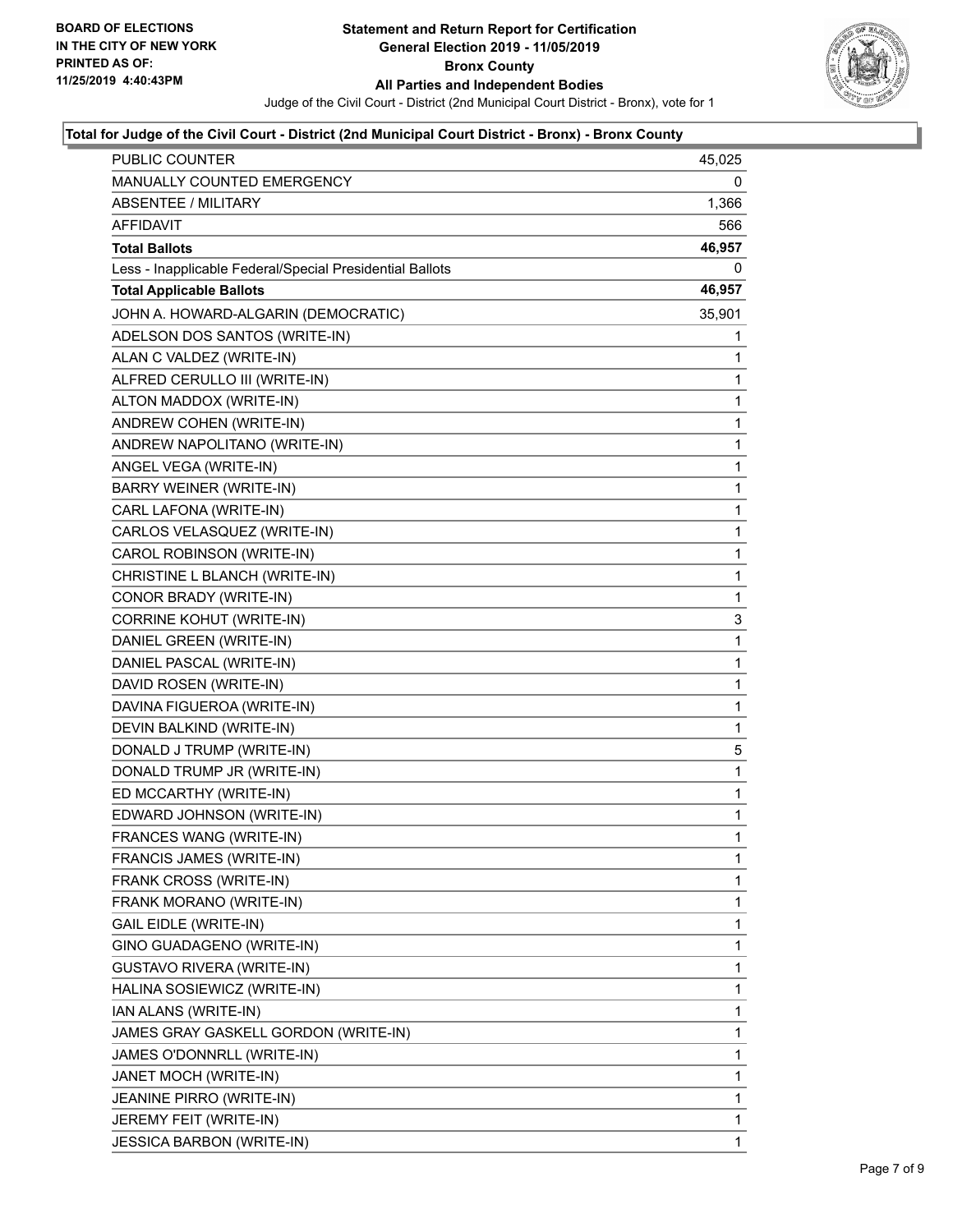**BOARD OF ELECTIONS IN THE CITY OF NEW YORK**
**PRINTED AS OF: 11/25/2019 4:40:43PM**

# Statement and Return Report for Certification
## General Election 2019 - 11/05/2019
## Bronx County
## All Parties and Independent Bodies

Judge of the Civil Court - District (2nd Municipal Court District - Bronx), vote for 1

### Total for Judge of the Civil Court - District (2nd Municipal Court District - Bronx) - Bronx County

| | |
|---|---|
| PUBLIC COUNTER | 45,025 |
| MANUALLY COUNTED EMERGENCY | 0 |
| ABSENTEE / MILITARY | 1,366 |
| AFFIDAVIT | 566 |
| **Total Ballots** | **46,957** |
| Less - Inapplicable Federal/Special Presidential Ballots | 0 |
| **Total Applicable Ballots** | **46,957** |
| JOHN A. HOWARD-ALGARIN (DEMOCRATIC) | 35,901 |
| ADELSON DOS SANTOS (WRITE-IN) | 1 |
| ALAN C VALDEZ (WRITE-IN) | 1 |
| ALFRED CERULLO III (WRITE-IN) | 1 |
| ALTON MADDOX (WRITE-IN) | 1 |
| ANDREW COHEN (WRITE-IN) | 1 |
| ANDREW NAPOLITANO (WRITE-IN) | 1 |
| ANGEL VEGA (WRITE-IN) | 1 |
| BARRY WEINER (WRITE-IN) | 1 |
| CARL LAFONA (WRITE-IN) | 1 |
| CARLOS VELASQUEZ (WRITE-IN) | 1 |
| CAROL ROBINSON (WRITE-IN) | 1 |
| CHRISTINE L BLANCH (WRITE-IN) | 1 |
| CONOR BRADY (WRITE-IN) | 1 |
| CORRINE KOHUT (WRITE-IN) | 3 |
| DANIEL GREEN (WRITE-IN) | 1 |
| DANIEL PASCAL (WRITE-IN) | 1 |
| DAVID ROSEN (WRITE-IN) | 1 |
| DAVINA FIGUEROA (WRITE-IN) | 1 |
| DEVIN BALKIND (WRITE-IN) | 1 |
| DONALD J TRUMP (WRITE-IN) | 5 |
| DONALD TRUMP JR (WRITE-IN) | 1 |
| ED MCCARTHY (WRITE-IN) | 1 |
| EDWARD JOHNSON (WRITE-IN) | 1 |
| FRANCES WANG (WRITE-IN) | 1 |
| FRANCIS JAMES (WRITE-IN) | 1 |
| FRANK CROSS (WRITE-IN) | 1 |
| FRANK MORANO (WRITE-IN) | 1 |
| GAIL EIDLE (WRITE-IN) | 1 |
| GINO GUADAGENO (WRITE-IN) | 1 |
| GUSTAVO RIVERA (WRITE-IN) | 1 |
| HALINA SOSIEWICZ (WRITE-IN) | 1 |
| IAN ALANS (WRITE-IN) | 1 |
| JAMES GRAY GASKELL GORDON (WRITE-IN) | 1 |
| JAMES O'DONNRLL (WRITE-IN) | 1 |
| JANET MOCH (WRITE-IN) | 1 |
| JEANINE PIRRO (WRITE-IN) | 1 |
| JEREMY FEIT (WRITE-IN) | 1 |
| JESSICA BARBON (WRITE-IN) | 1 |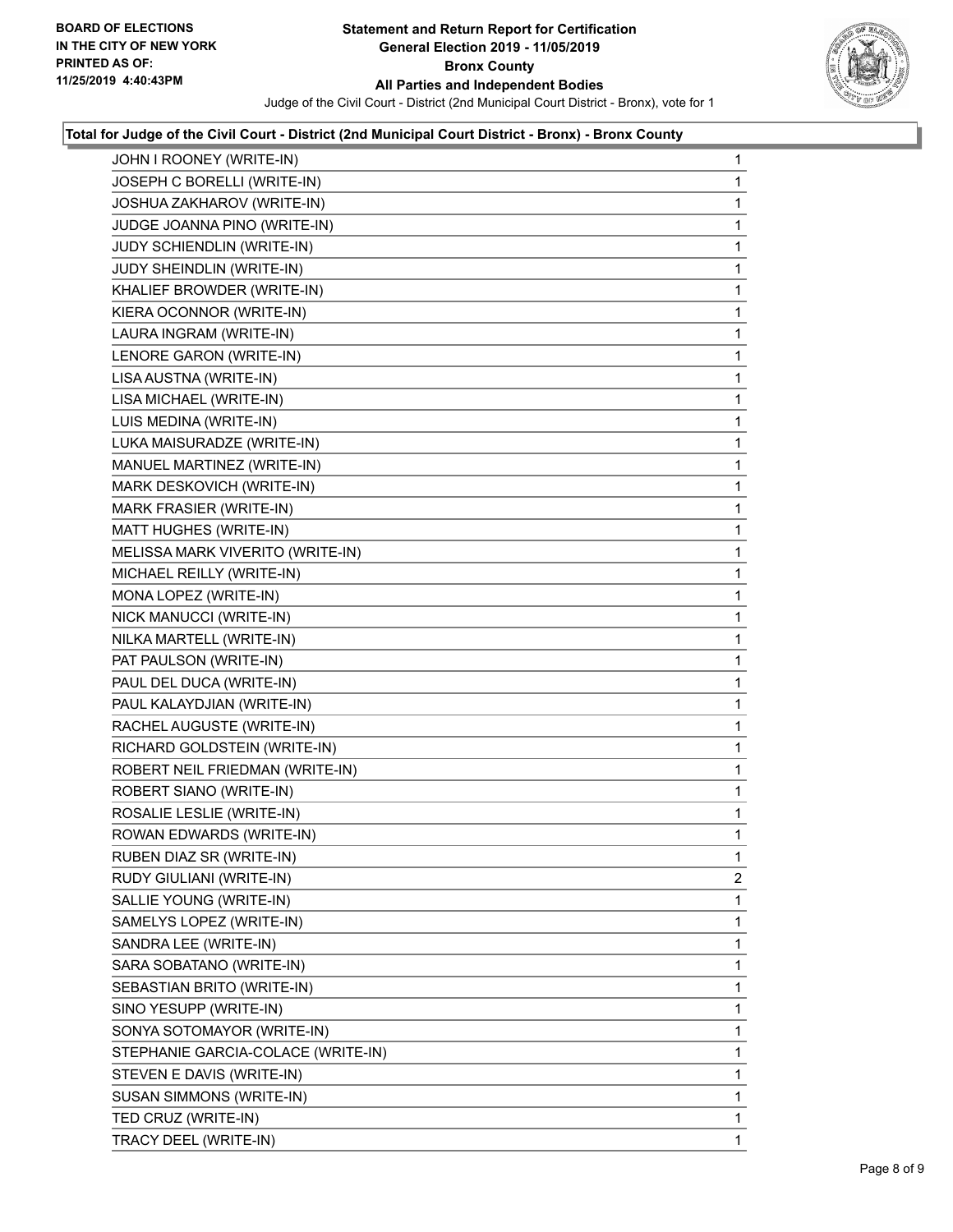**BOARD OF ELECTIONS IN THE CITY OF NEW YORK PRINTED AS OF: 11/25/2019 4:40:43PM**

# Statement and Return Report for Certification
## General Election 2019 - 11/05/2019
## Bronx County
## All Parties and Independent Bodies

Judge of the Civil Court - District (2nd Municipal Court District - Bronx), vote for 1

### Total for Judge of the Civil Court - District (2nd Municipal Court District - Bronx) - Bronx County

| Candidate | Votes |
|---|---|
| JOHN I ROONEY (WRITE-IN) | 1 |
| JOSEPH C BORELLI (WRITE-IN) | 1 |
| JOSHUA ZAKHAROV (WRITE-IN) | 1 |
| JUDGE JOANNA PINO (WRITE-IN) | 1 |
| JUDY SCHIENDLIN (WRITE-IN) | 1 |
| JUDY SHEINDLIN (WRITE-IN) | 1 |
| KHALIEF BROWDER (WRITE-IN) | 1 |
| KIERA OCONNOR (WRITE-IN) | 1 |
| LAURA INGRAM (WRITE-IN) | 1 |
| LENORE GARON (WRITE-IN) | 1 |
| LISA AUSTNA (WRITE-IN) | 1 |
| LISA MICHAEL (WRITE-IN) | 1 |
| LUIS MEDINA (WRITE-IN) | 1 |
| LUKA MAISURADZE (WRITE-IN) | 1 |
| MANUEL MARTINEZ (WRITE-IN) | 1 |
| MARK DESKOVICH (WRITE-IN) | 1 |
| MARK FRASIER (WRITE-IN) | 1 |
| MATT HUGHES (WRITE-IN) | 1 |
| MELISSA MARK VIVERITO (WRITE-IN) | 1 |
| MICHAEL REILLY (WRITE-IN) | 1 |
| MONA LOPEZ (WRITE-IN) | 1 |
| NICK MANUCCI (WRITE-IN) | 1 |
| NILKA MARTELL (WRITE-IN) | 1 |
| PAT PAULSON (WRITE-IN) | 1 |
| PAUL DEL DUCA (WRITE-IN) | 1 |
| PAUL KALAYDJIAN (WRITE-IN) | 1 |
| RACHEL AUGUSTE (WRITE-IN) | 1 |
| RICHARD GOLDSTEIN (WRITE-IN) | 1 |
| ROBERT NEIL FRIEDMAN (WRITE-IN) | 1 |
| ROBERT SIANO (WRITE-IN) | 1 |
| ROSALIE LESLIE (WRITE-IN) | 1 |
| ROWAN EDWARDS (WRITE-IN) | 1 |
| RUBEN DIAZ SR (WRITE-IN) | 1 |
| RUDY GIULIANI (WRITE-IN) | 2 |
| SALLIE YOUNG (WRITE-IN) | 1 |
| SAMELYS LOPEZ (WRITE-IN) | 1 |
| SANDRA LEE (WRITE-IN) | 1 |
| SARA SOBATANO (WRITE-IN) | 1 |
| SEBASTIAN BRITO (WRITE-IN) | 1 |
| SINO YESUPP (WRITE-IN) | 1 |
| SONYA SOTOMAYOR (WRITE-IN) | 1 |
| STEPHANIE GARCIA-COLACE (WRITE-IN) | 1 |
| STEVEN E DAVIS (WRITE-IN) | 1 |
| SUSAN SIMMONS (WRITE-IN) | 1 |
| TED CRUZ (WRITE-IN) | 1 |
| TRACY DEEL (WRITE-IN) | 1 |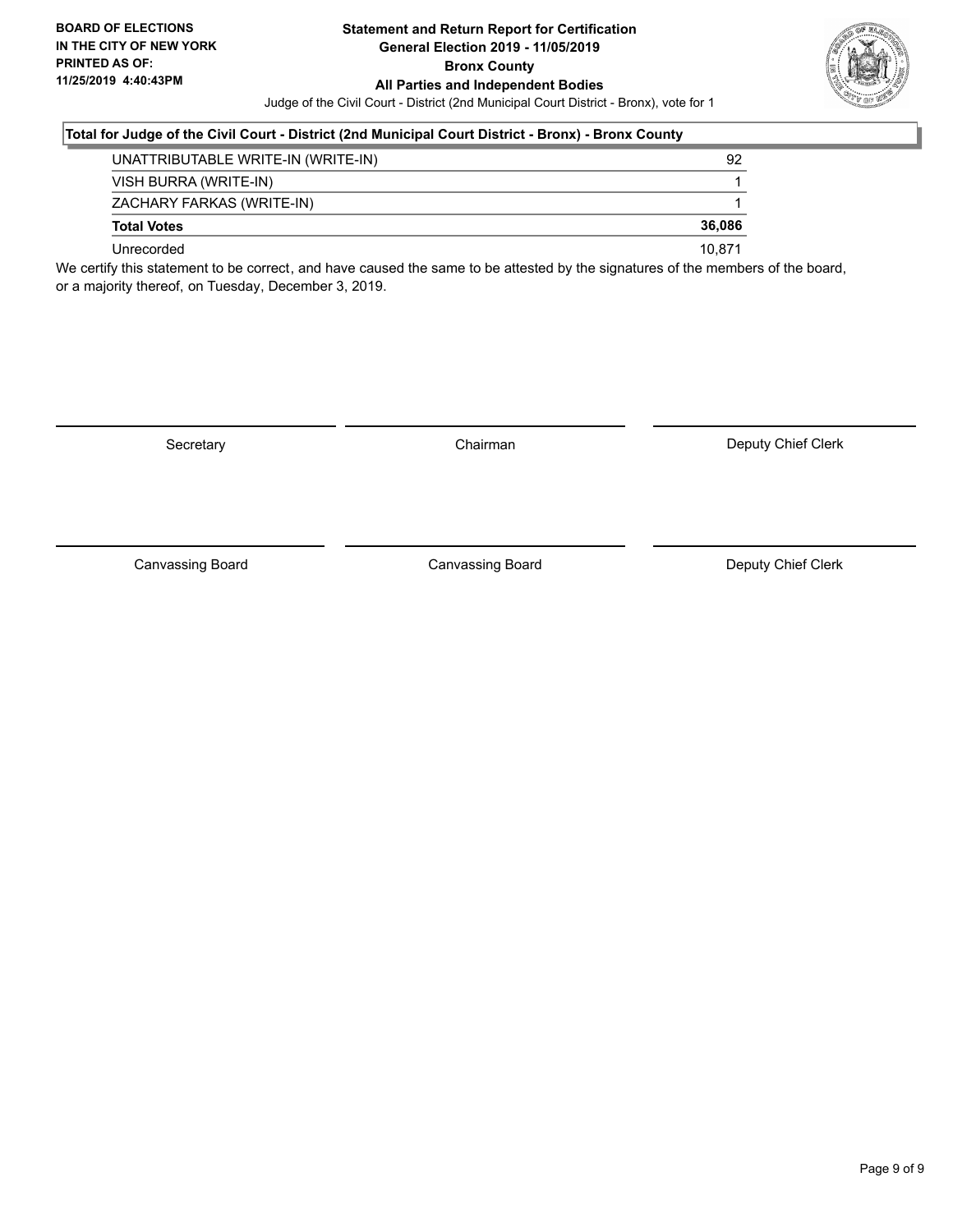**BOARD OF ELECTIONS IN THE CITY OF NEW YORK PRINTED AS OF: 11/25/2019 4:40:43PM**

**Statement and Return Report for Certification General Election 2019 - 11/05/2019 Bronx County All Parties and Independent Bodies**

Judge of the Civil Court - District (2nd Municipal Court District - Bronx), vote for 1

**Total for Judge of the Civil Court - District (2nd Municipal Court District - Bronx) - Bronx County**

| | |
|---|---|
| UNATTRIBUTABLE WRITE-IN (WRITE-IN) | 92 |
| VISH BURRA (WRITE-IN) | 1 |
| ZACHARY FARKAS (WRITE-IN) | 1 |
| **Total Votes** | **36,086** |
| Unrecorded | 10,871 |

We certify this statement to be correct, and have caused the same to be attested by the signatures of the members of the board, or a majority thereof, on Tuesday, December 3, 2019.

Secretary

Chairman

Deputy Chief Clerk

Canvassing Board

Canvassing Board

Deputy Chief Clerk